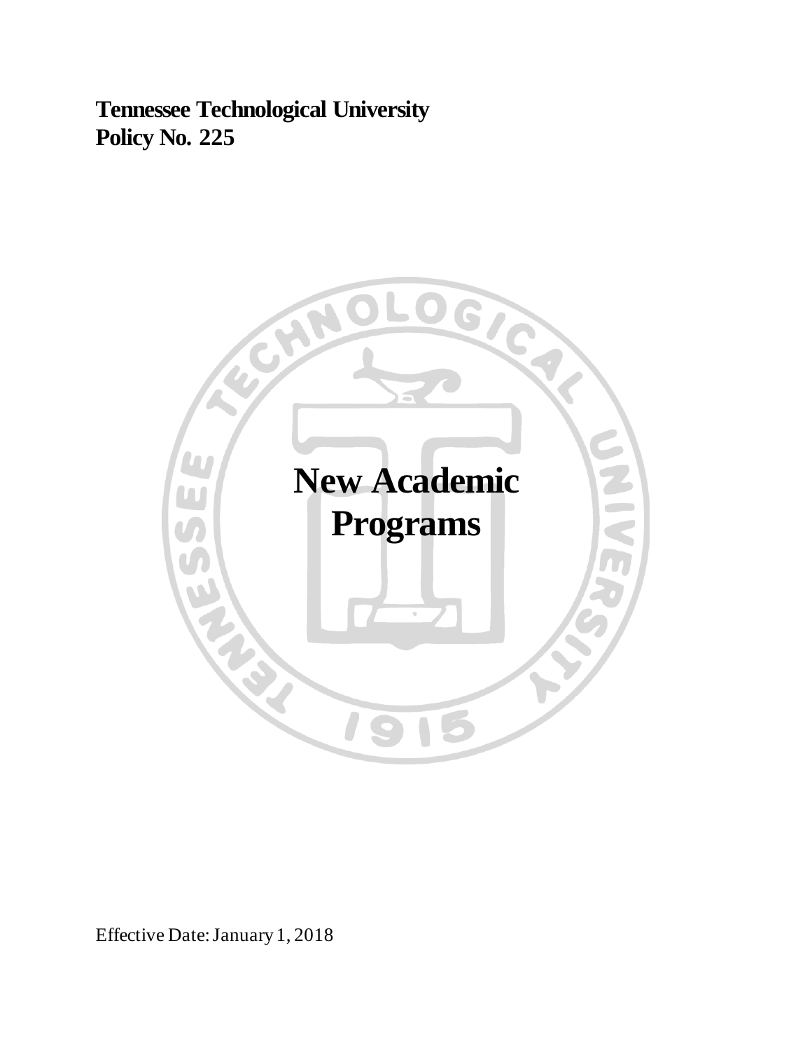**Tennessee Technological University**
**Policy No. 225**

# New Academic Programs

Effective Date: January 1, 2018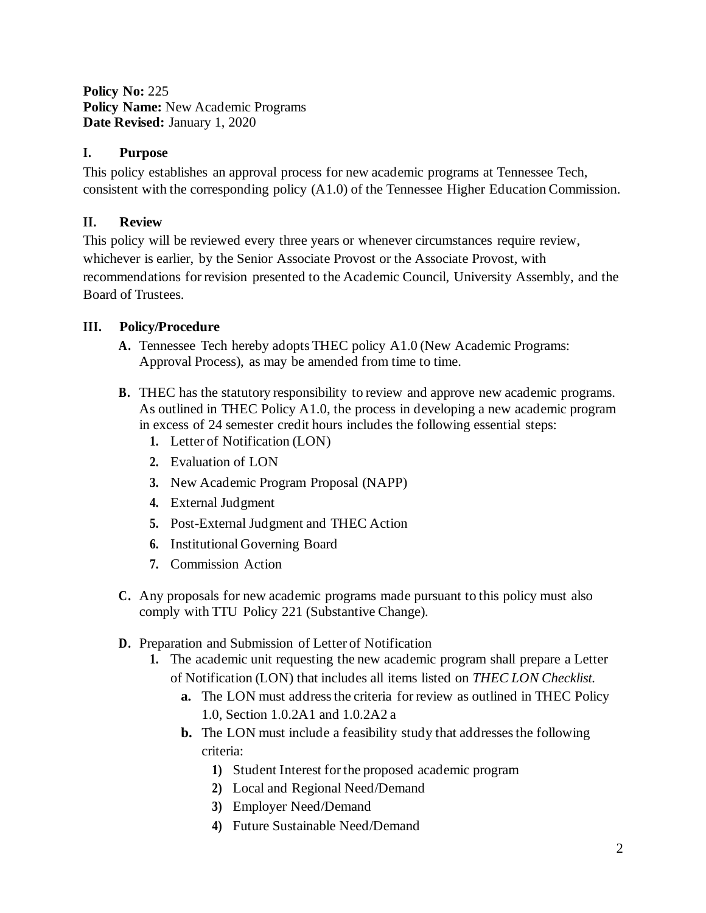**Policy No:** 225
**Policy Name:** New Academic Programs
**Date Revised:** January 1, 2020

## I. Purpose

This policy establishes an approval process for new academic programs at Tennessee Tech, consistent with the corresponding policy (A1.0) of the Tennessee Higher Education Commission.

## II. Review

This policy will be reviewed every three years or whenever circumstances require review, whichever is earlier, by the Senior Associate Provost or the Associate Provost, with recommendations for revision presented to the Academic Council, University Assembly, and the Board of Trustees.

## III. Policy/Procedure

**A.** Tennessee Tech hereby adopts THEC policy A1.0 (New Academic Programs: Approval Process), as may be amended from time to time.

**B.** THEC has the statutory responsibility to review and approve new academic programs. As outlined in THEC Policy A1.0, the process in developing a new academic program in excess of 24 semester credit hours includes the following essential steps:

1. Letter of Notification (LON)
2. Evaluation of LON
3. New Academic Program Proposal (NAPP)
4. External Judgment
5. Post-External Judgment and THEC Action
6. Institutional Governing Board
7. Commission Action

**C.** Any proposals for new academic programs made pursuant to this policy must also comply with TTU Policy 221 (Substantive Change).

**D.** Preparation and Submission of Letter of Notification

1. The academic unit requesting the new academic program shall prepare a Letter of Notification (LON) that includes all items listed on *THEC LON Checklist.*
   - **a.** The LON must address the criteria for review as outlined in THEC Policy 1.0, Section 1.0.2A1 and 1.0.2A2 a
   - **b.** The LON must include a feasibility study that addresses the following criteria:
     1) Student Interest for the proposed academic program
     2) Local and Regional Need/Demand
     3) Employer Need/Demand
     4) Future Sustainable Need/Demand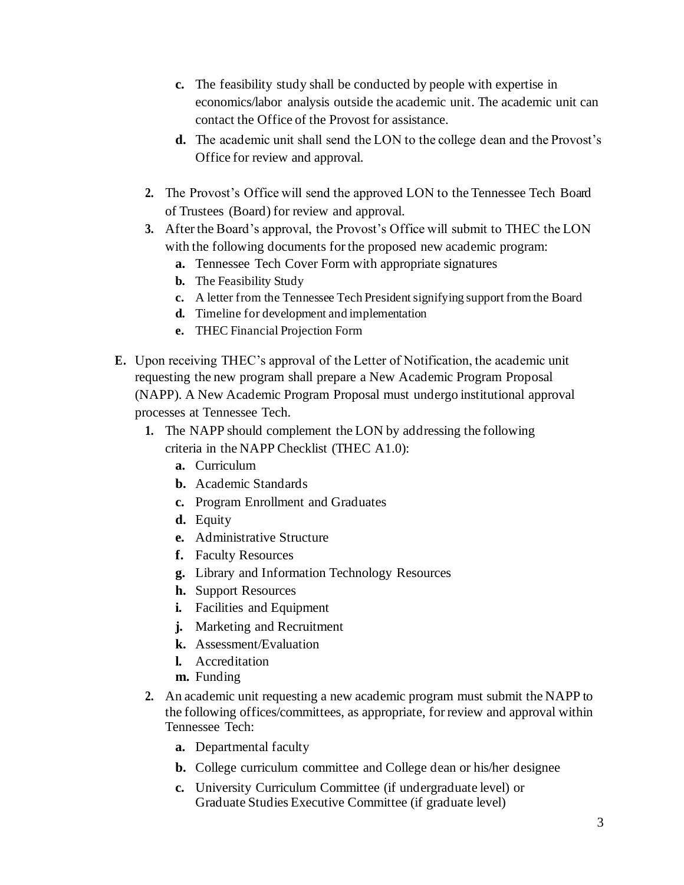- **c.** The feasibility study shall be conducted by people with expertise in economics/labor analysis outside the academic unit. The academic unit can contact the Office of the Provost for assistance.
  - **d.** The academic unit shall send the LON to the college dean and the Provost's Office for review and approval.

2. The Provost's Office will send the approved LON to the Tennessee Tech Board of Trustees (Board) for review and approval.
3. After the Board's approval, the Provost's Office will submit to THEC the LON with the following documents for the proposed new academic program:
   - **a.** Tennessee Tech Cover Form with appropriate signatures
   - **b.** The Feasibility Study
   - **c.** A letter from the Tennessee Tech President signifying support from the Board
   - **d.** Timeline for development and implementation
   - **e.** THEC Financial Projection Form

**E.** Upon receiving THEC's approval of the Letter of Notification, the academic unit requesting the new program shall prepare a New Academic Program Proposal (NAPP). A New Academic Program Proposal must undergo institutional approval processes at Tennessee Tech.

1. The NAPP should complement the LON by addressing the following criteria in the NAPP Checklist (THEC A1.0):
   - **a.** Curriculum
   - **b.** Academic Standards
   - **c.** Program Enrollment and Graduates
   - **d.** Equity
   - **e.** Administrative Structure
   - **f.** Faculty Resources
   - **g.** Library and Information Technology Resources
   - **h.** Support Resources
   - **i.** Facilities and Equipment
   - **j.** Marketing and Recruitment
   - **k.** Assessment/Evaluation
   - **l.** Accreditation
   - **m.** Funding
2. An academic unit requesting a new academic program must submit the NAPP to the following offices/committees, as appropriate, for review and approval within Tennessee Tech:
   - **a.** Departmental faculty
   - **b.** College curriculum committee and College dean or his/her designee
   - **c.** University Curriculum Committee (if undergraduate level) or Graduate Studies Executive Committee (if graduate level)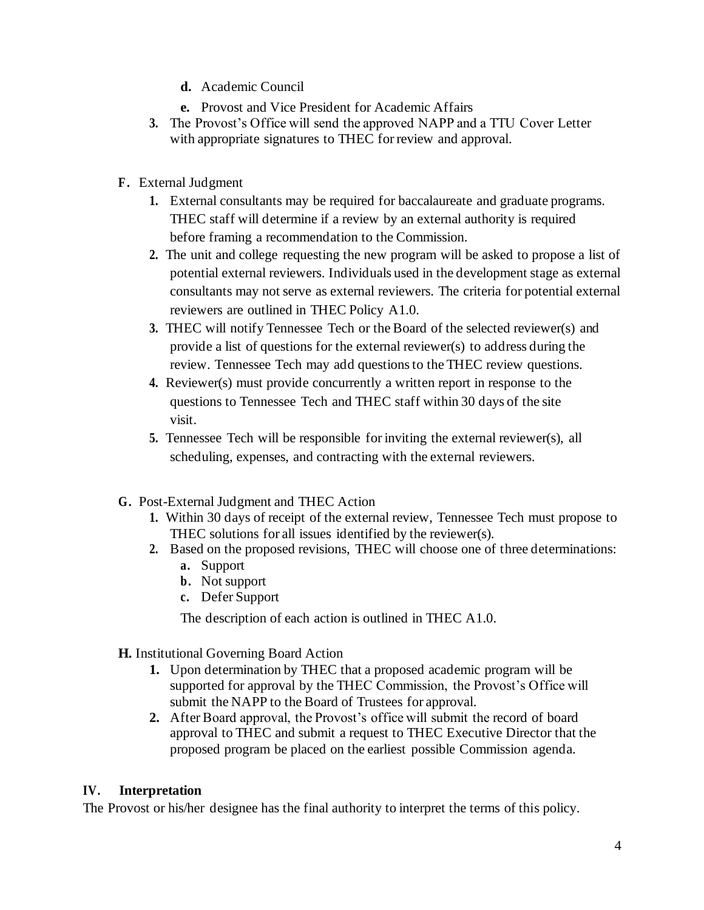- **d.** Academic Council
   - **e.** Provost and Vice President for Academic Affairs
3. The Provost's Office will send the approved NAPP and a TTU Cover Letter with appropriate signatures to THEC for review and approval.

**F.** External Judgment

1. External consultants may be required for baccalaureate and graduate programs. THEC staff will determine if a review by an external authority is required before framing a recommendation to the Commission.
2. The unit and college requesting the new program will be asked to propose a list of potential external reviewers. Individuals used in the development stage as external consultants may not serve as external reviewers. The criteria for potential external reviewers are outlined in THEC Policy A1.0.
3. THEC will notify Tennessee Tech or the Board of the selected reviewer(s) and provide a list of questions for the external reviewer(s) to address during the review. Tennessee Tech may add questions to the THEC review questions.
4. Reviewer(s) must provide concurrently a written report in response to the questions to Tennessee Tech and THEC staff within 30 days of the site visit.
5. Tennessee Tech will be responsible for inviting the external reviewer(s), all scheduling, expenses, and contracting with the external reviewers.

**G.** Post-External Judgment and THEC Action

1. Within 30 days of receipt of the external review, Tennessee Tech must propose to THEC solutions for all issues identified by the reviewer(s).
2. Based on the proposed revisions, THEC will choose one of three determinations:
   - **a.** Support
   - **b.** Not support
   - **c.** Defer Support

   The description of each action is outlined in THEC A1.0.

**H.** Institutional Governing Board Action

1. Upon determination by THEC that a proposed academic program will be supported for approval by the THEC Commission, the Provost's Office will submit the NAPP to the Board of Trustees for approval.
2. After Board approval, the Provost's office will submit the record of board approval to THEC and submit a request to THEC Executive Director that the proposed program be placed on the earliest possible Commission agenda.

## IV. Interpretation

The Provost or his/her designee has the final authority to interpret the terms of this policy.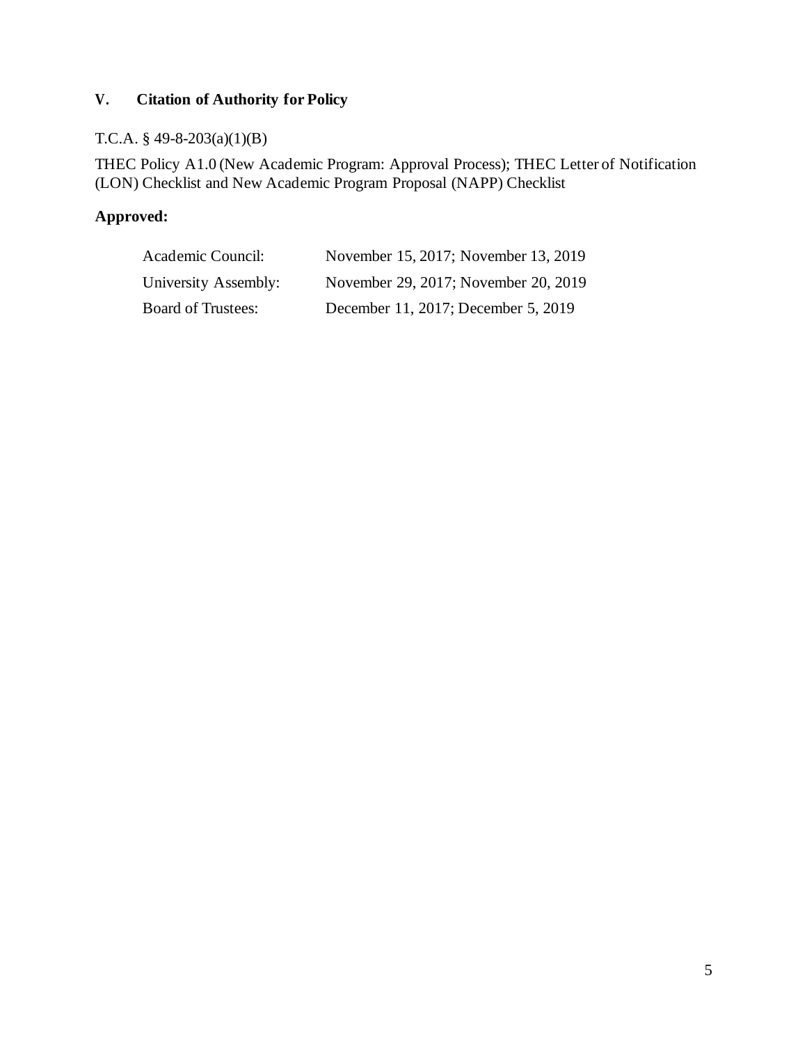## V. Citation of Authority for Policy

T.C.A. § 49-8-203(a)(1)(B)

THEC Policy A1.0 (New Academic Program: Approval Process); THEC Letter of Notification (LON) Checklist and New Academic Program Proposal (NAPP) Checklist

**Approved:**

| | |
|---|---|
| Academic Council: | November 15, 2017; November 13, 2019 |
| University Assembly: | November 29, 2017; November 20, 2019 |
| Board of Trustees: | December 11, 2017; December 5, 2019 |